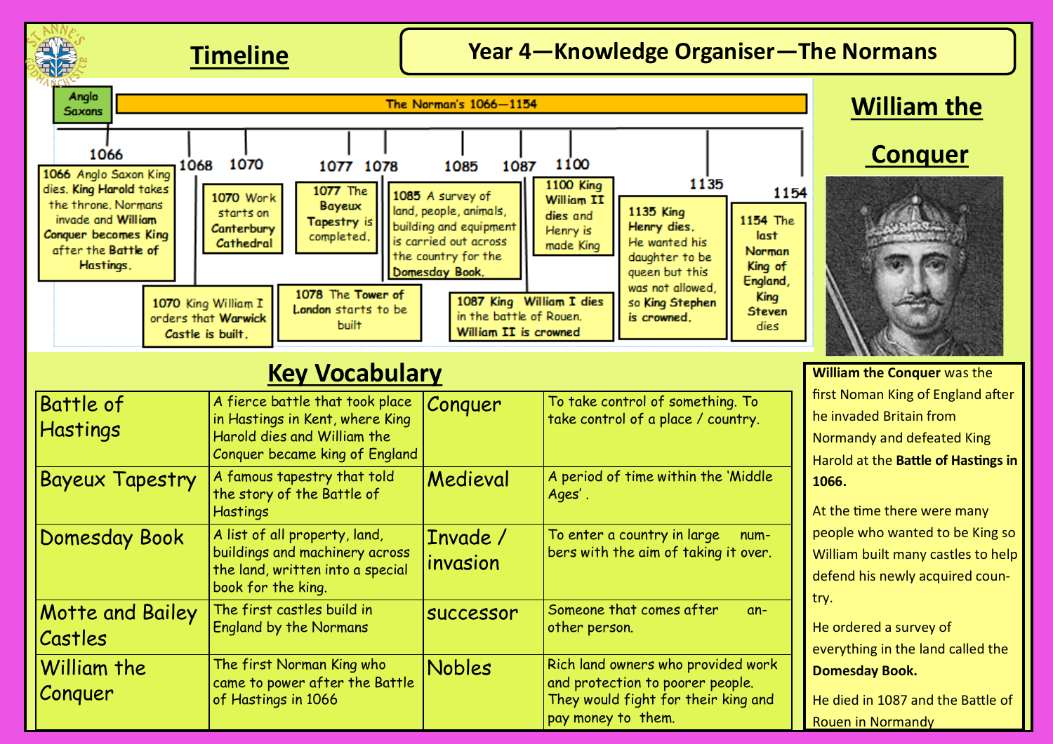# Year 4—Knowledge Organiser—The Normans

## Timeline

Anglo Saxons | The Norman's 1066—1154

- **1066** Anglo Saxon King dies. **King Harold** takes the throne. Normans invade and **William Conquer becomes King** after the **Battle of Hastings**.
- **1070** King William I orders that **Warwick Castle** is built.
- **1070** Work starts on **Canterbury Cathedral**
- **1077** The **Bayeux Tapestry** is completed.
- **1078** The **Tower of London** starts to be built
- **1085** A survey of land, people, animals, building and equipment is carried out across the country for the **Domesday Book.**
- **1087** King **William I** dies in the battle of Rouen. **William II is crowned**
- **1100** King **William II** dies and **Henry** is made King
- **1135** King **Henry dies.** He wanted his daughter to be queen but this was not allowed, so **King Stephen is crowned.**
- **1154** The **last Norman King of England, King Steven** dies

## Key Vocabulary

| | | | |
|---|---|---|---|
| Battle of Hastings | A fierce battle that took place in Hastings in Kent, where King Harold dies and William the Conquer became king of England | Conquer | To take control of something. To take control of a place / country. |
| Bayeux Tapestry | A famous tapestry that told the story of the Battle of Hastings | Medieval | A period of time within the 'Middle Ages'. |
| Domesday Book | A list of all property, land, buildings and machinery across the land, written into a special book for the king. | Invade / invasion | To enter a country in large numbers with the aim of taking it over. |
| Motte and Bailey Castles | The first castles build in England by the Normans | successor | Someone that comes after another person. |
| William the Conquer | The first Norman King who came to power after the Battle of Hastings in 1066 | Nobles | Rich land owners who provided work and protection to poorer people. They would fight for their king and pay money to them. |

## William the Conquer

**William the Conquer** was the first Noman King of England after he invaded Britain from Normandy and defeated King Harold at the **Battle of Hastings in 1066.**

At the time there were many people who wanted to be King so William built many castles to help defend his newly acquired country.

He ordered a survey of everything in the land called the **Domesday Book.**

He died in 1087 and the Battle of Rouen in Normandy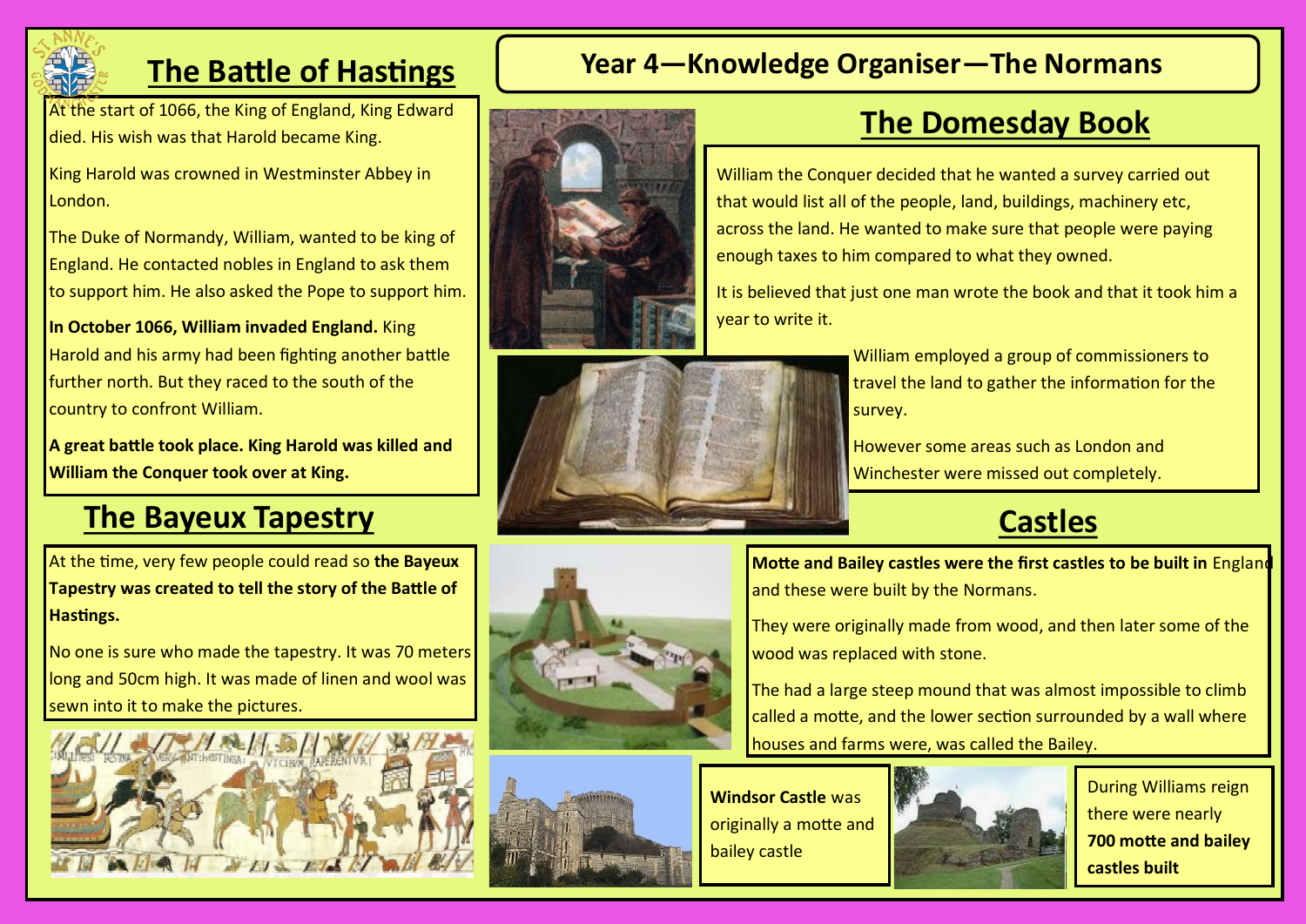# Year 4—Knowledge Organiser—The Normans

## The Battle of Hastings

At the start of 1066, the King of England, King Edward died. His wish was that Harold became King.

King Harold was crowned in Westminster Abbey in London.

The Duke of Normandy, William, wanted to be king of England. He contacted nobles in England to ask them to support him. He also asked the Pope to support him.

**In October 1066, William invaded England.** King Harold and his army had been fighting another battle further north. But they raced to the south of the country to confront William.

**A great battle took place. King Harold was killed and William the Conquer took over at King.**

## The Bayeux Tapestry

At the time, very few people could read so **the Bayeux Tapestry was created to tell the story of the Battle of Hastings.**

No one is sure who made the tapestry. It was 70 meters long and 50cm high. It was made of linen and wool was sewn into it to make the pictures.

## The Domesday Book

William the Conquer decided that he wanted a survey carried out that would list all of the people, land, buildings, machinery etc, across the land. He wanted to make sure that people were paying enough taxes to him compared to what they owned.

It is believed that just one man wrote the book and that it took him a year to write it.

William employed a group of commissioners to travel the land to gather the information for the survey.

However some areas such as London and Winchester were missed out completely.

## Castles

**Motte and Bailey castles were the first castles to be built in** England and these were built by the Normans.

They were originally made from wood, and then later some of the wood was replaced with stone.

The had a large steep mound that was almost impossible to climb called a motte, and the lower section surrounded by a wall where houses and farms were, was called the Bailey.

**Windsor Castle** was originally a motte and bailey castle

During Williams reign there were nearly **700 motte and bailey castles built**